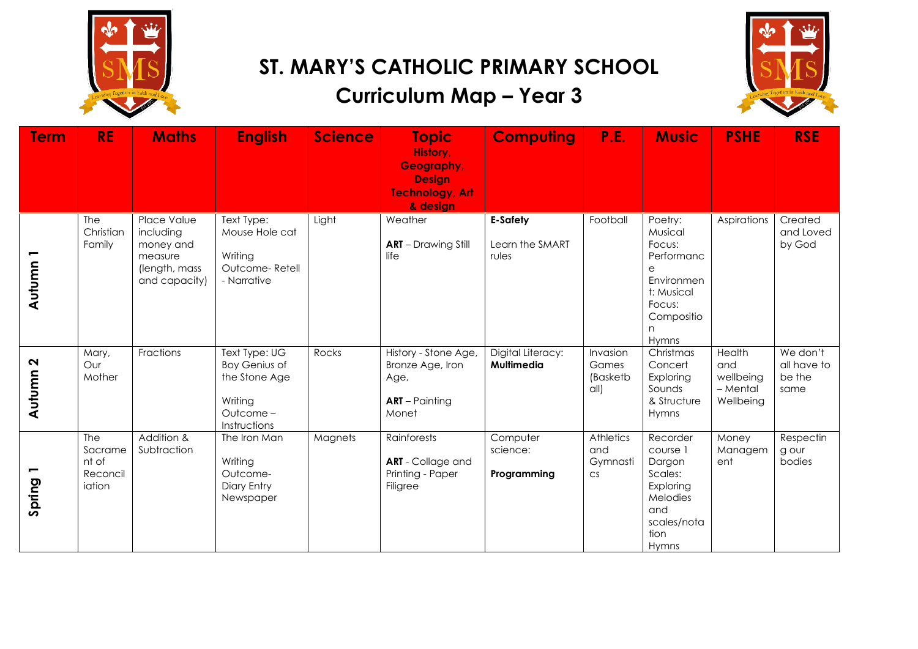# ST. MARY'S CATHOLIC PRIMARY SCHOOL

## Curriculum Map – Year 3

| Term | RE | Maths | English | Science | Topic History, Geography, Design Technology, Art & design | Computing | P.E. | Music | PSHE | RSE |
|---|---|---|---|---|---|---|---|---|---|---|
| Autumn 1 | The Christian Family | Place Value including money and measure (length, mass and capacity) | Text Type: Mouse Hole cat<br><br>Writing Outcome- Retell - Narrative | Light | Weather<br><br>**ART** – Drawing Still life | **E-Safety**<br><br>Learn the SMART rules | Football | Poetry: Musical Focus: Performance Environment: Musical Focus: Composition Hymns | Aspirations | Created and Loved by God |
| Autumn 2 | Mary, Our Mother | Fractions | Text Type: UG Boy Genius of the Stone Age<br><br>Writing Outcome – Instructions | Rocks | History - Stone Age, Bronze Age, Iron Age,<br><br>**ART** – Painting Monet | Digital Literacy: **Multimedia** | Invasion Games (Basketball) | Christmas Concert Exploring Sounds & Structure Hymns | Health and wellbeing – Mental Wellbeing | We don't all have to be the same |
| Spring 1 | The Sacrament of Reconciliation | Addition & Subtraction | The Iron Man<br><br>Writing Outcome- Diary Entry Newspaper | Magnets | Rainforests<br><br>**ART** - Collage and Printing - Paper Filigree | Computer science:<br><br>**Programming** | Athletics and Gymnastics | Recorder course 1 Dargon Scales: Exploring Melodies and scales/notation Hymns | Money Management | Respecting our bodies |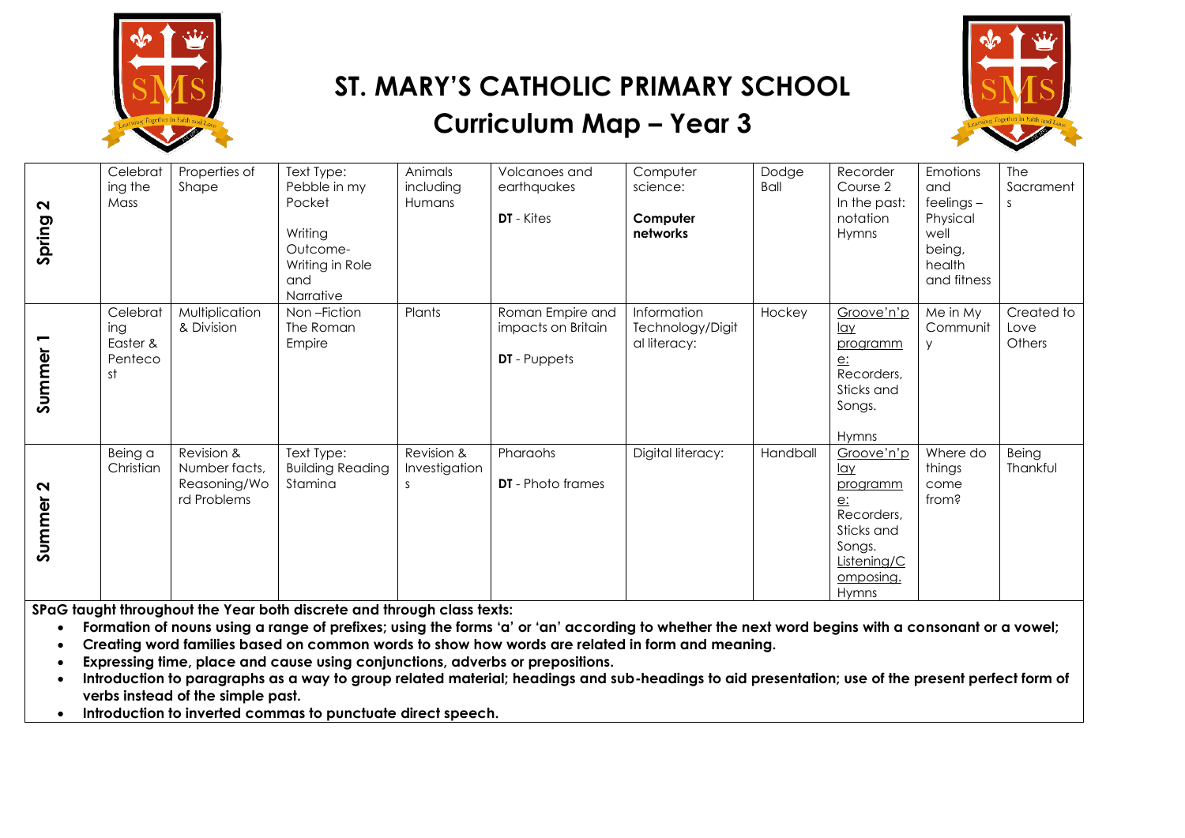# ST. MARY'S CATHOLIC PRIMARY SCHOOL

## Curriculum Map – Year 3

| | | | | | | | | | | |
|---|---|---|---|---|---|---|---|---|---|---|
| **Spring 2** | Celebrating the Mass | Properties of Shape | Text Type: Pebble in my Pocket<br><br>Writing Outcome- Writing in Role and Narrative | Animals including Humans | Volcanoes and earthquakes<br><br>**DT** - Kites | Computer science:<br><br>**Computer networks** | Dodge Ball | Recorder Course 2<br>In the past: notation<br>Hymns | Emotions and feelings – Physical well being, health and fitness | The Sacraments |
| **Summer 1** | Celebrating Easter & Pentecost | Multiplication & Division | Non –Fiction<br>The Roman Empire | Plants | Roman Empire and impacts on Britain<br><br>**DT** - Puppets | Information Technology/Digital literacy: | Hockey | Groove'n'play programme: Recorders, Sticks and Songs.<br><br>Hymns | Me in My Community | Created to Love Others |
| **Summer 2** | Being a Christian | Revision & Number facts, Reasoning/Word Problems | Text Type: Building Reading Stamina | Revision & Investigations | Pharaohs<br><br>**DT** - Photo frames | Digital literacy: | Handball | Groove'n'play programme: Recorders, Sticks and Songs.<br>Listening/Composing.<br>Hymns | Where do things come from? | Being Thankful |

**SPaG taught throughout the Year both discrete and through class texts:**

- **Formation of nouns using a range of prefixes; using the forms 'a' or 'an' according to whether the next word begins with a consonant or a vowel;**
- **Creating word families based on common words to show how words are related in form and meaning.**
- **Expressing time, place and cause using conjunctions, adverbs or prepositions.**
- **Introduction to paragraphs as a way to group related material; headings and sub-headings to aid presentation; use of the present perfect form of verbs instead of the simple past.**
- **Introduction to inverted commas to punctuate direct speech.**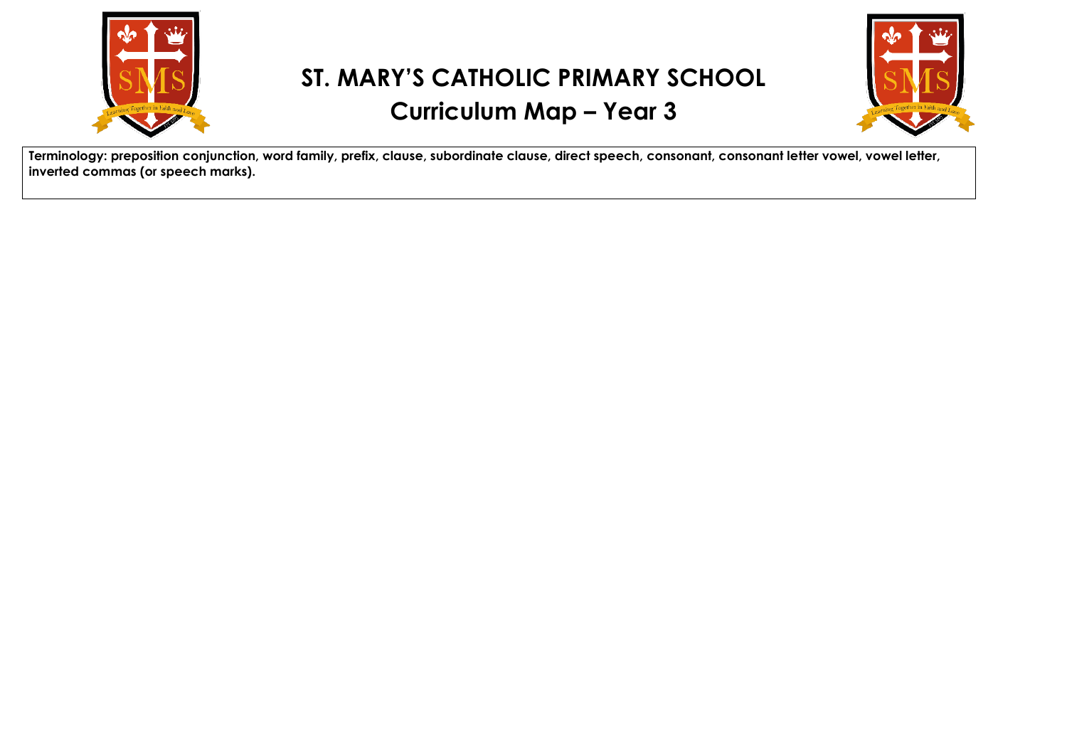# ST. MARY'S CATHOLIC PRIMARY SCHOOL

## Curriculum Map – Year 3

**Terminology: preposition conjunction, word family, prefix, clause, subordinate clause, direct speech, consonant, consonant letter vowel, vowel letter, inverted commas (or speech marks).**